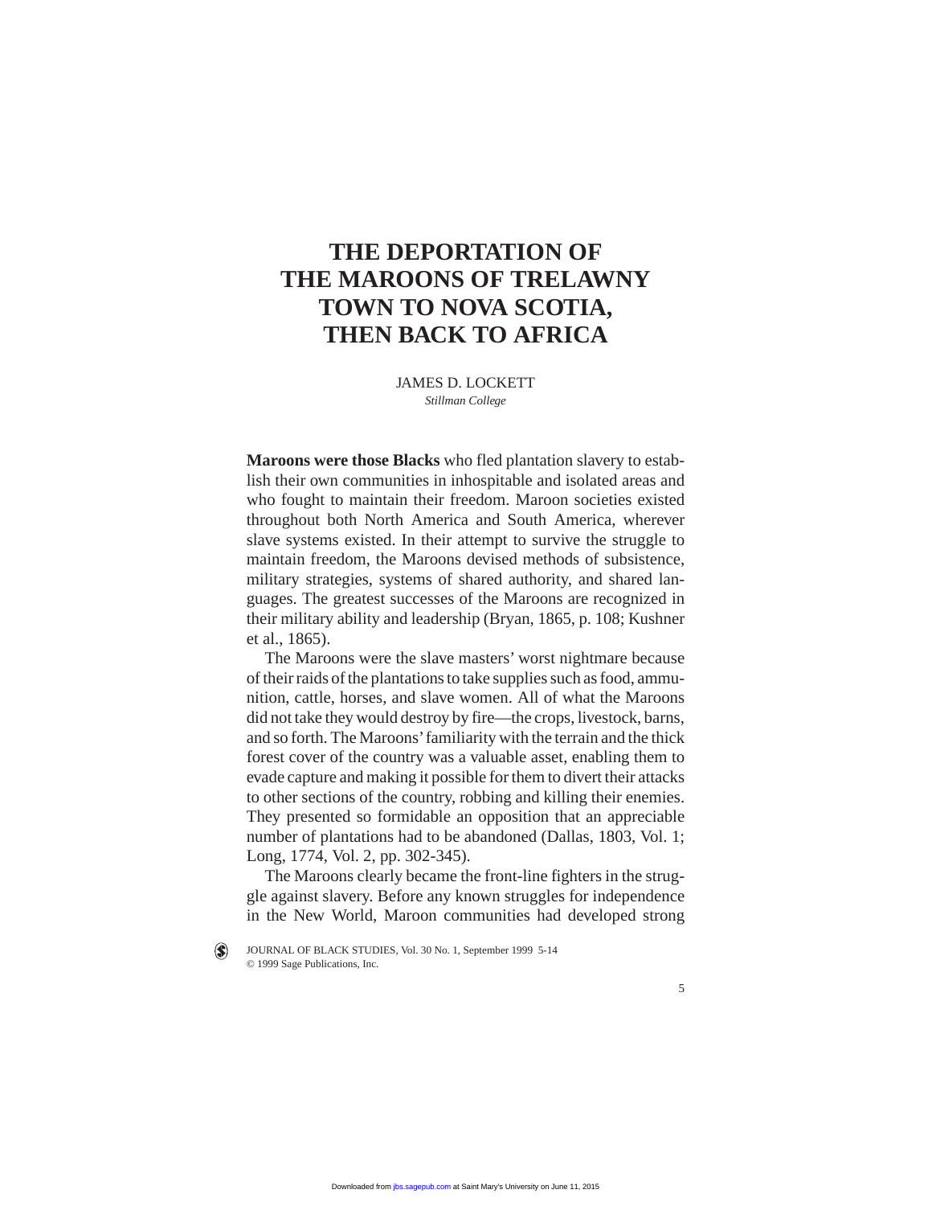# THE DEPORTATION OF THE MAROONS OF TRELAWNY TOWN TO NOVA SCOTIA, THEN BACK TO AFRICA

JAMES D. LOCKETT
*Stillman College*

**Maroons were those Blacks** who fled plantation slavery to establish their own communities in inhospitable and isolated areas and who fought to maintain their freedom. Maroon societies existed throughout both North America and South America, wherever slave systems existed. In their attempt to survive the struggle to maintain freedom, the Maroons devised methods of subsistence, military strategies, systems of shared authority, and shared languages. The greatest successes of the Maroons are recognized in their military ability and leadership (Bryan, 1865, p. 108; Kushner et al., 1865).

The Maroons were the slave masters' worst nightmare because of their raids of the plantations to take supplies such as food, ammunition, cattle, horses, and slave women. All of what the Maroons did not take they would destroy by fire—the crops, livestock, barns, and so forth. The Maroons' familiarity with the terrain and the thick forest cover of the country was a valuable asset, enabling them to evade capture and making it possible for them to divert their attacks to other sections of the country, robbing and killing their enemies. They presented so formidable an opposition that an appreciable number of plantations had to be abandoned (Dallas, 1803, Vol. 1; Long, 1774, Vol. 2, pp. 302-345).

The Maroons clearly became the front-line fighters in the struggle against slavery. Before any known struggles for independence in the New World, Maroon communities had developed strong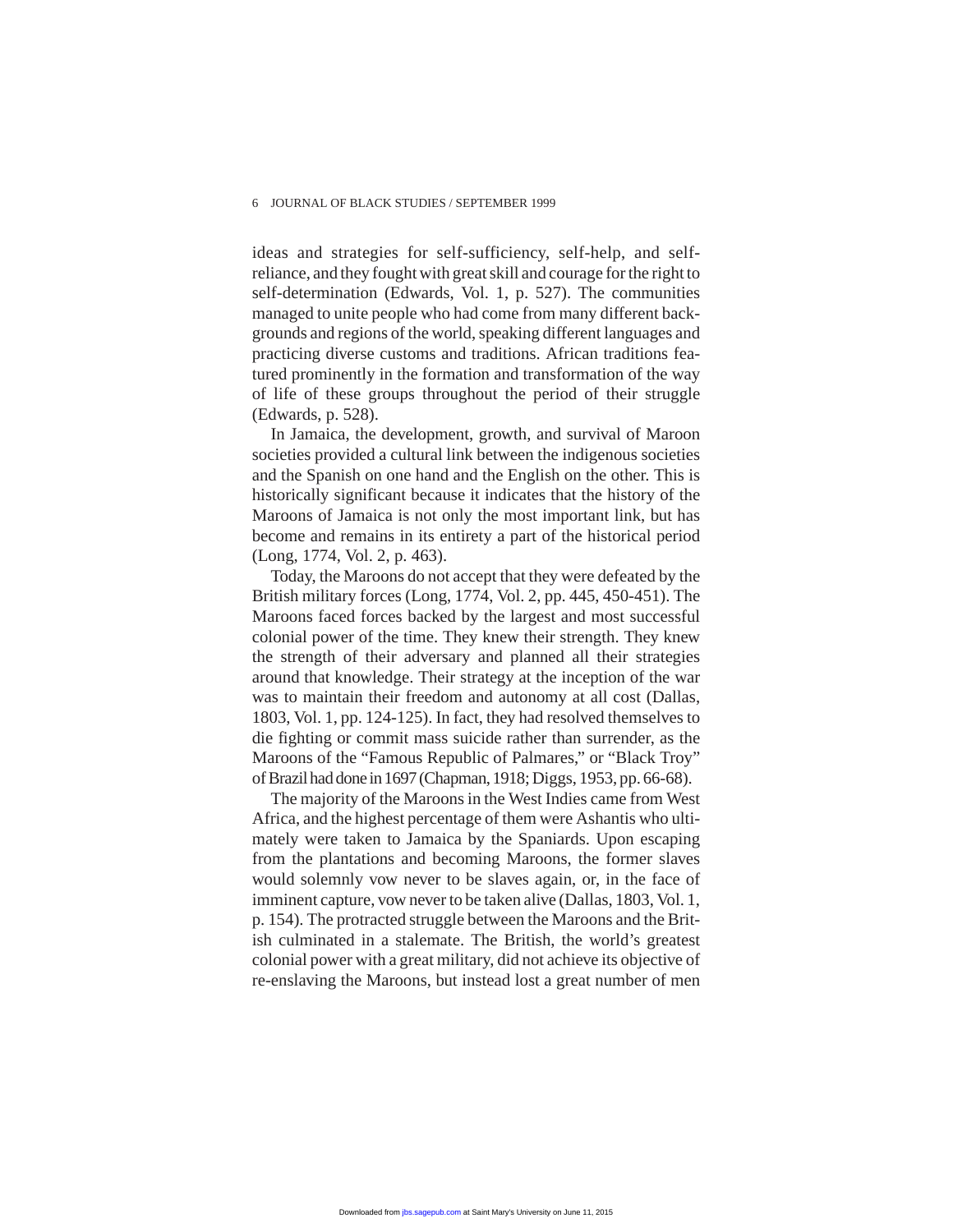ideas and strategies for self-sufficiency, self-help, and self-reliance, and they fought with great skill and courage for the right to self-determination (Edwards, Vol. 1, p. 527). The communities managed to unite people who had come from many different backgrounds and regions of the world, speaking different languages and practicing diverse customs and traditions. African traditions featured prominently in the formation and transformation of the way of life of these groups throughout the period of their struggle (Edwards, p. 528).

In Jamaica, the development, growth, and survival of Maroon societies provided a cultural link between the indigenous societies and the Spanish on one hand and the English on the other. This is historically significant because it indicates that the history of the Maroons of Jamaica is not only the most important link, but has become and remains in its entirety a part of the historical period (Long, 1774, Vol. 2, p. 463).

Today, the Maroons do not accept that they were defeated by the British military forces (Long, 1774, Vol. 2, pp. 445, 450-451). The Maroons faced forces backed by the largest and most successful colonial power of the time. They knew their strength. They knew the strength of their adversary and planned all their strategies around that knowledge. Their strategy at the inception of the war was to maintain their freedom and autonomy at all cost (Dallas, 1803, Vol. 1, pp. 124-125). In fact, they had resolved themselves to die fighting or commit mass suicide rather than surrender, as the Maroons of the "Famous Republic of Palmares," or "Black Troy" of Brazil had done in 1697 (Chapman, 1918; Diggs, 1953, pp. 66-68).

The majority of the Maroons in the West Indies came from West Africa, and the highest percentage of them were Ashantis who ultimately were taken to Jamaica by the Spaniards. Upon escaping from the plantations and becoming Maroons, the former slaves would solemnly vow never to be slaves again, or, in the face of imminent capture, vow never to be taken alive (Dallas, 1803, Vol. 1, p. 154). The protracted struggle between the Maroons and the British culminated in a stalemate. The British, the world's greatest colonial power with a great military, did not achieve its objective of re-enslaving the Maroons, but instead lost a great number of men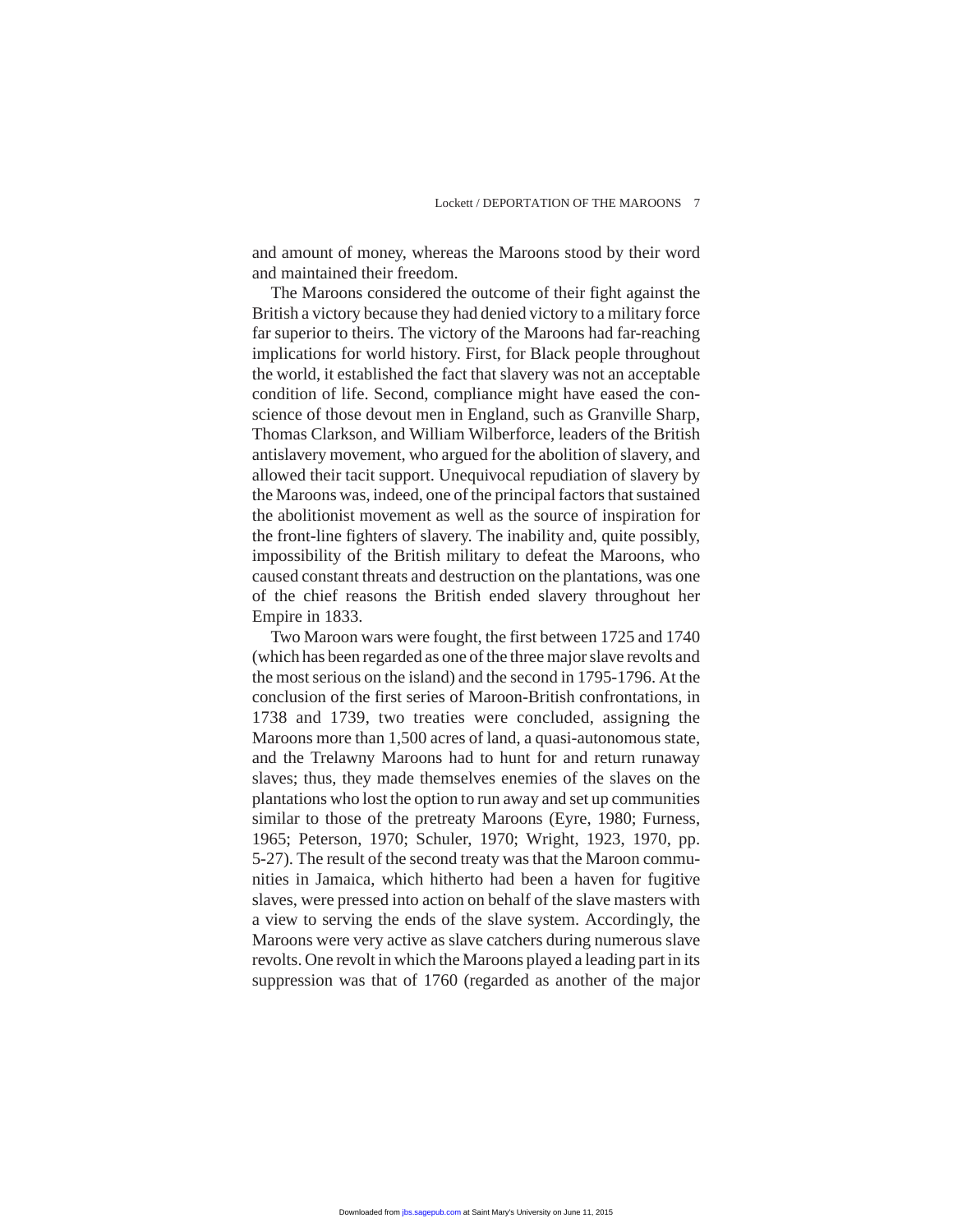and amount of money, whereas the Maroons stood by their word and maintained their freedom.

The Maroons considered the outcome of their fight against the British a victory because they had denied victory to a military force far superior to theirs. The victory of the Maroons had far-reaching implications for world history. First, for Black people throughout the world, it established the fact that slavery was not an acceptable condition of life. Second, compliance might have eased the conscience of those devout men in England, such as Granville Sharp, Thomas Clarkson, and William Wilberforce, leaders of the British antislavery movement, who argued for the abolition of slavery, and allowed their tacit support. Unequivocal repudiation of slavery by the Maroons was, indeed, one of the principal factors that sustained the abolitionist movement as well as the source of inspiration for the front-line fighters of slavery. The inability and, quite possibly, impossibility of the British military to defeat the Maroons, who caused constant threats and destruction on the plantations, was one of the chief reasons the British ended slavery throughout her Empire in 1833.

Two Maroon wars were fought, the first between 1725 and 1740 (which has been regarded as one of the three major slave revolts and the most serious on the island) and the second in 1795-1796. At the conclusion of the first series of Maroon-British confrontations, in 1738 and 1739, two treaties were concluded, assigning the Maroons more than 1,500 acres of land, a quasi-autonomous state, and the Trelawny Maroons had to hunt for and return runaway slaves; thus, they made themselves enemies of the slaves on the plantations who lost the option to run away and set up communities similar to those of the pretreaty Maroons (Eyre, 1980; Furness, 1965; Peterson, 1970; Schuler, 1970; Wright, 1923, 1970, pp. 5-27). The result of the second treaty was that the Maroon communities in Jamaica, which hitherto had been a haven for fugitive slaves, were pressed into action on behalf of the slave masters with a view to serving the ends of the slave system. Accordingly, the Maroons were very active as slave catchers during numerous slave revolts. One revolt in which the Maroons played a leading part in its suppression was that of 1760 (regarded as another of the major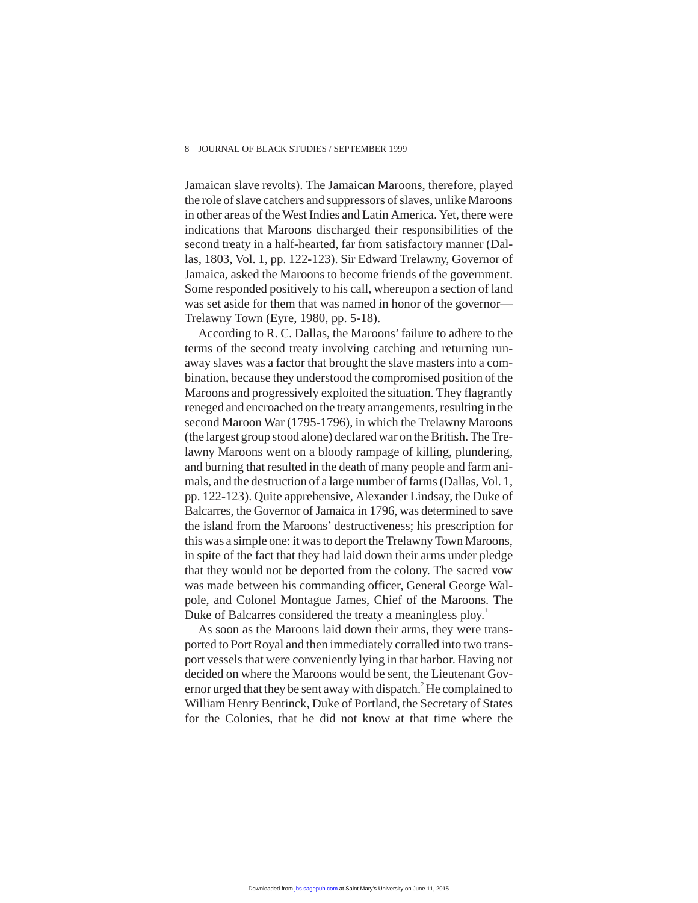Jamaican slave revolts). The Jamaican Maroons, therefore, played the role of slave catchers and suppressors of slaves, unlike Maroons in other areas of the West Indies and Latin America. Yet, there were indications that Maroons discharged their responsibilities of the second treaty in a half-hearted, far from satisfactory manner (Dallas, 1803, Vol. 1, pp. 122-123). Sir Edward Trelawny, Governor of Jamaica, asked the Maroons to become friends of the government. Some responded positively to his call, whereupon a section of land was set aside for them that was named in honor of the governor—Trelawny Town (Eyre, 1980, pp. 5-18).

According to R. C. Dallas, the Maroons' failure to adhere to the terms of the second treaty involving catching and returning runaway slaves was a factor that brought the slave masters into a combination, because they understood the compromised position of the Maroons and progressively exploited the situation. They flagrantly reneged and encroached on the treaty arrangements, resulting in the second Maroon War (1795-1796), in which the Trelawny Maroons (the largest group stood alone) declared war on the British. The Trelawny Maroons went on a bloody rampage of killing, plundering, and burning that resulted in the death of many people and farm animals, and the destruction of a large number of farms (Dallas, Vol. 1, pp. 122-123). Quite apprehensive, Alexander Lindsay, the Duke of Balcarres, the Governor of Jamaica in 1796, was determined to save the island from the Maroons' destructiveness; his prescription for this was a simple one: it was to deport the Trelawny Town Maroons, in spite of the fact that they had laid down their arms under pledge that they would not be deported from the colony. The sacred vow was made between his commanding officer, General George Walpole, and Colonel Montague James, Chief of the Maroons. The Duke of Balcarres considered the treaty a meaningless ploy.[1]

As soon as the Maroons laid down their arms, they were transported to Port Royal and then immediately corralled into two transport vessels that were conveniently lying in that harbor. Having not decided on where the Maroons would be sent, the Lieutenant Governor urged that they be sent away with dispatch.[2] He complained to William Henry Bentinck, Duke of Portland, the Secretary of States for the Colonies, that he did not know at that time where the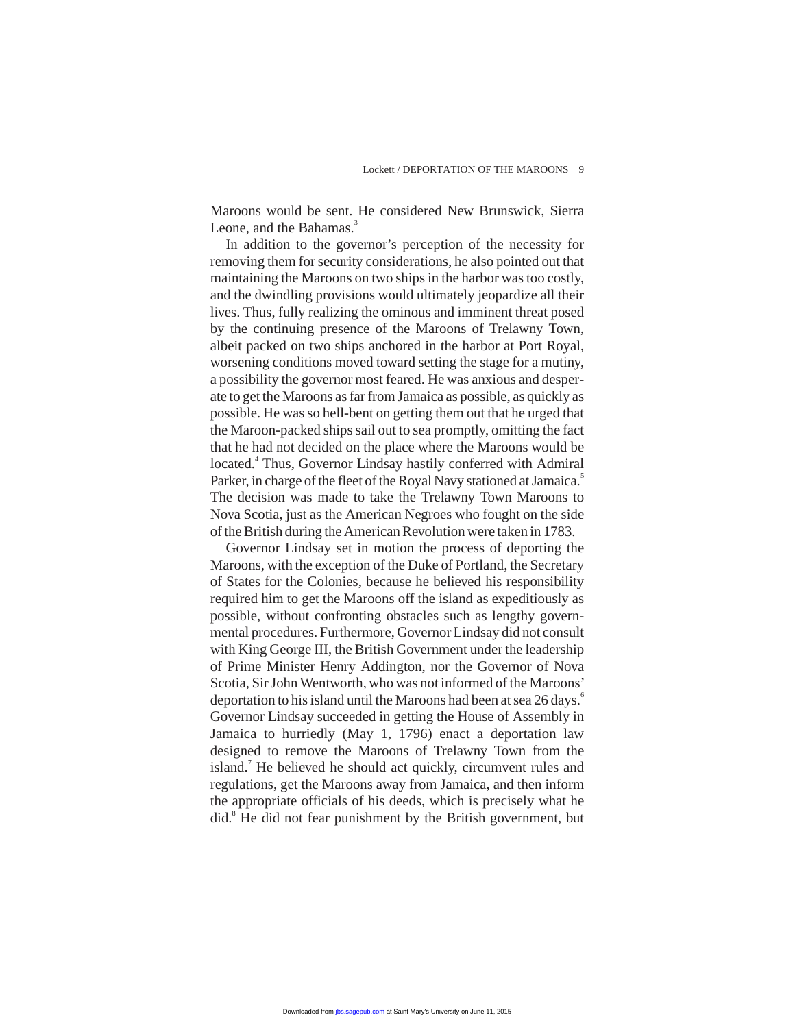Maroons would be sent. He considered New Brunswick, Sierra Leone, and the Bahamas.[3]

In addition to the governor's perception of the necessity for removing them for security considerations, he also pointed out that maintaining the Maroons on two ships in the harbor was too costly, and the dwindling provisions would ultimately jeopardize all their lives. Thus, fully realizing the ominous and imminent threat posed by the continuing presence of the Maroons of Trelawny Town, albeit packed on two ships anchored in the harbor at Port Royal, worsening conditions moved toward setting the stage for a mutiny, a possibility the governor most feared. He was anxious and desperate to get the Maroons as far from Jamaica as possible, as quickly as possible. He was so hell-bent on getting them out that he urged that the Maroon-packed ships sail out to sea promptly, omitting the fact that he had not decided on the place where the Maroons would be located.[4] Thus, Governor Lindsay hastily conferred with Admiral Parker, in charge of the fleet of the Royal Navy stationed at Jamaica.[5] The decision was made to take the Trelawny Town Maroons to Nova Scotia, just as the American Negroes who fought on the side of the British during the American Revolution were taken in 1783.

Governor Lindsay set in motion the process of deporting the Maroons, with the exception of the Duke of Portland, the Secretary of States for the Colonies, because he believed his responsibility required him to get the Maroons off the island as expeditiously as possible, without confronting obstacles such as lengthy governmental procedures. Furthermore, Governor Lindsay did not consult with King George III, the British Government under the leadership of Prime Minister Henry Addington, nor the Governor of Nova Scotia, Sir John Wentworth, who was not informed of the Maroons' deportation to his island until the Maroons had been at sea 26 days.[6] Governor Lindsay succeeded in getting the House of Assembly in Jamaica to hurriedly (May 1, 1796) enact a deportation law designed to remove the Maroons of Trelawny Town from the island.[7] He believed he should act quickly, circumvent rules and regulations, get the Maroons away from Jamaica, and then inform the appropriate officials of his deeds, which is precisely what he did.[8] He did not fear punishment by the British government, but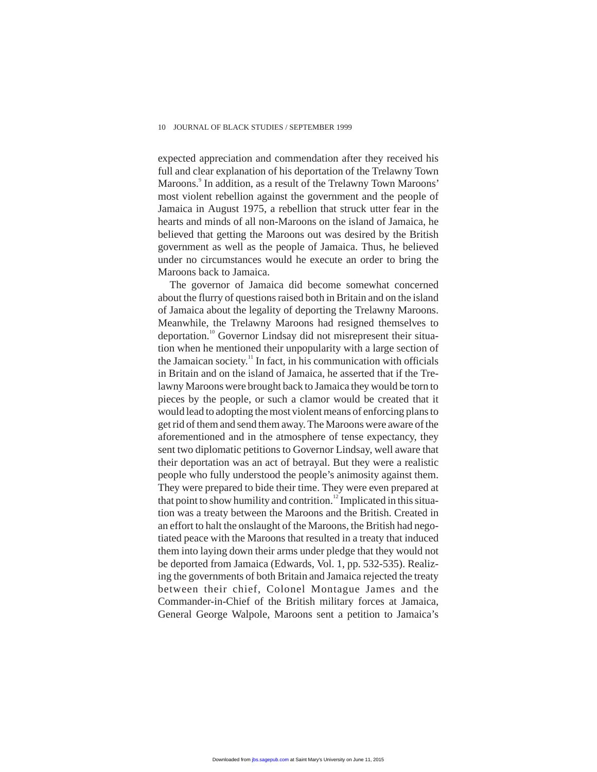expected appreciation and commendation after they received his full and clear explanation of his deportation of the Trelawny Town Maroons.[9] In addition, as a result of the Trelawny Town Maroons' most violent rebellion against the government and the people of Jamaica in August 1975, a rebellion that struck utter fear in the hearts and minds of all non-Maroons on the island of Jamaica, he believed that getting the Maroons out was desired by the British government as well as the people of Jamaica. Thus, he believed under no circumstances would he execute an order to bring the Maroons back to Jamaica.

The governor of Jamaica did become somewhat concerned about the flurry of questions raised both in Britain and on the island of Jamaica about the legality of deporting the Trelawny Maroons. Meanwhile, the Trelawny Maroons had resigned themselves to deportation.[10] Governor Lindsay did not misrepresent their situation when he mentioned their unpopularity with a large section of the Jamaican society.[11] In fact, in his communication with officials in Britain and on the island of Jamaica, he asserted that if the Trelawny Maroons were brought back to Jamaica they would be torn to pieces by the people, or such a clamor would be created that it would lead to adopting the most violent means of enforcing plans to get rid of them and send them away. The Maroons were aware of the aforementioned and in the atmosphere of tense expectancy, they sent two diplomatic petitions to Governor Lindsay, well aware that their deportation was an act of betrayal. But they were a realistic people who fully understood the people's animosity against them. They were prepared to bide their time. They were even prepared at that point to show humility and contrition.[12] Implicated in this situation was a treaty between the Maroons and the British. Created in an effort to halt the onslaught of the Maroons, the British had negotiated peace with the Maroons that resulted in a treaty that induced them into laying down their arms under pledge that they would not be deported from Jamaica (Edwards, Vol. 1, pp. 532-535). Realizing the governments of both Britain and Jamaica rejected the treaty between their chief, Colonel Montague James and the Commander-in-Chief of the British military forces at Jamaica, General George Walpole, Maroons sent a petition to Jamaica's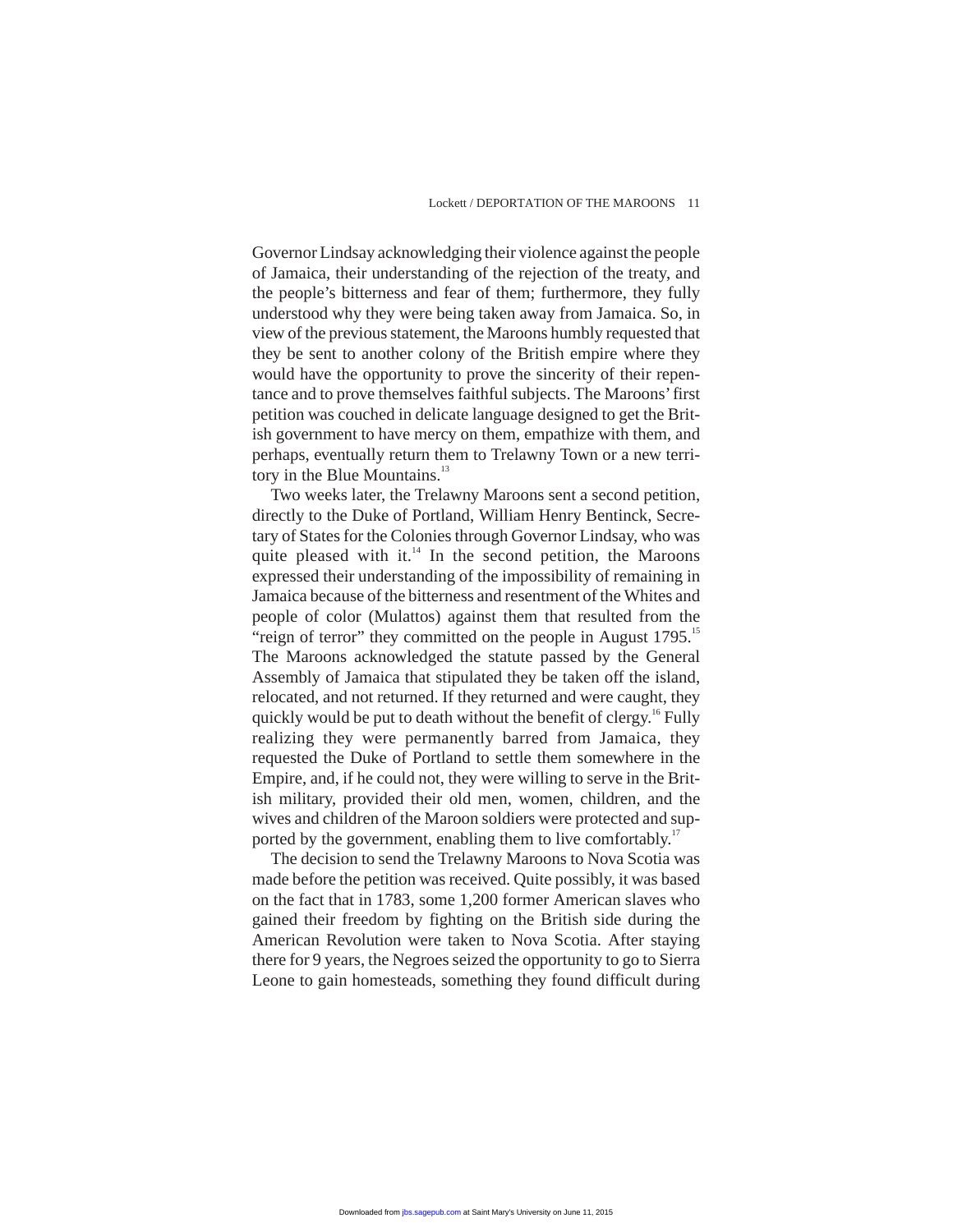Governor Lindsay acknowledging their violence against the people of Jamaica, their understanding of the rejection of the treaty, and the people's bitterness and fear of them; furthermore, they fully understood why they were being taken away from Jamaica. So, in view of the previous statement, the Maroons humbly requested that they be sent to another colony of the British empire where they would have the opportunity to prove the sincerity of their repentance and to prove themselves faithful subjects. The Maroons' first petition was couched in delicate language designed to get the British government to have mercy on them, empathize with them, and perhaps, eventually return them to Trelawny Town or a new territory in the Blue Mountains.[13]

Two weeks later, the Trelawny Maroons sent a second petition, directly to the Duke of Portland, William Henry Bentinck, Secretary of States for the Colonies through Governor Lindsay, who was quite pleased with it.[14] In the second petition, the Maroons expressed their understanding of the impossibility of remaining in Jamaica because of the bitterness and resentment of the Whites and people of color (Mulattos) against them that resulted from the "reign of terror" they committed on the people in August 1795.[15] The Maroons acknowledged the statute passed by the General Assembly of Jamaica that stipulated they be taken off the island, relocated, and not returned. If they returned and were caught, they quickly would be put to death without the benefit of clergy.[16] Fully realizing they were permanently barred from Jamaica, they requested the Duke of Portland to settle them somewhere in the Empire, and, if he could not, they were willing to serve in the British military, provided their old men, women, children, and the wives and children of the Maroon soldiers were protected and supported by the government, enabling them to live comfortably.[17]

The decision to send the Trelawny Maroons to Nova Scotia was made before the petition was received. Quite possibly, it was based on the fact that in 1783, some 1,200 former American slaves who gained their freedom by fighting on the British side during the American Revolution were taken to Nova Scotia. After staying there for 9 years, the Negroes seized the opportunity to go to Sierra Leone to gain homesteads, something they found difficult during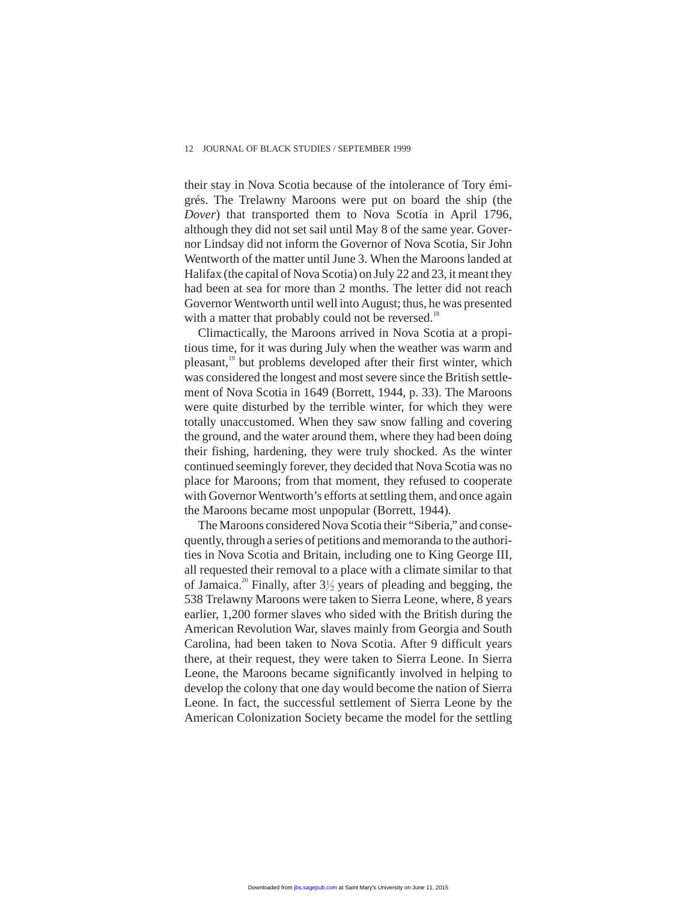their stay in Nova Scotia because of the intolerance of Tory émigrés. The Trelawny Maroons were put on board the ship (the *Dover*) that transported them to Nova Scotia in April 1796, although they did not set sail until May 8 of the same year. Governor Lindsay did not inform the Governor of Nova Scotia, Sir John Wentworth of the matter until June 3. When the Maroons landed at Halifax (the capital of Nova Scotia) on July 22 and 23, it meant they had been at sea for more than 2 months. The letter did not reach Governor Wentworth until well into August; thus, he was presented with a matter that probably could not be reversed.[18]

Climactically, the Maroons arrived in Nova Scotia at a propitious time, for it was during July when the weather was warm and pleasant,[19] but problems developed after their first winter, which was considered the longest and most severe since the British settlement of Nova Scotia in 1649 (Borrett, 1944, p. 33). The Maroons were quite disturbed by the terrible winter, for which they were totally unaccustomed. When they saw snow falling and covering the ground, and the water around them, where they had been doing their fishing, hardening, they were truly shocked. As the winter continued seemingly forever, they decided that Nova Scotia was no place for Maroons; from that moment, they refused to cooperate with Governor Wentworth's efforts at settling them, and once again the Maroons became most unpopular (Borrett, 1944).

The Maroons considered Nova Scotia their "Siberia," and consequently, through a series of petitions and memoranda to the authorities in Nova Scotia and Britain, including one to King George III, all requested their removal to a place with a climate similar to that of Jamaica.[20] Finally, after 3½ years of pleading and begging, the 538 Trelawny Maroons were taken to Sierra Leone, where, 8 years earlier, 1,200 former slaves who sided with the British during the American Revolution War, slaves mainly from Georgia and South Carolina, had been taken to Nova Scotia. After 9 difficult years there, at their request, they were taken to Sierra Leone. In Sierra Leone, the Maroons became significantly involved in helping to develop the colony that one day would become the nation of Sierra Leone. In fact, the successful settlement of Sierra Leone by the American Colonization Society became the model for the settling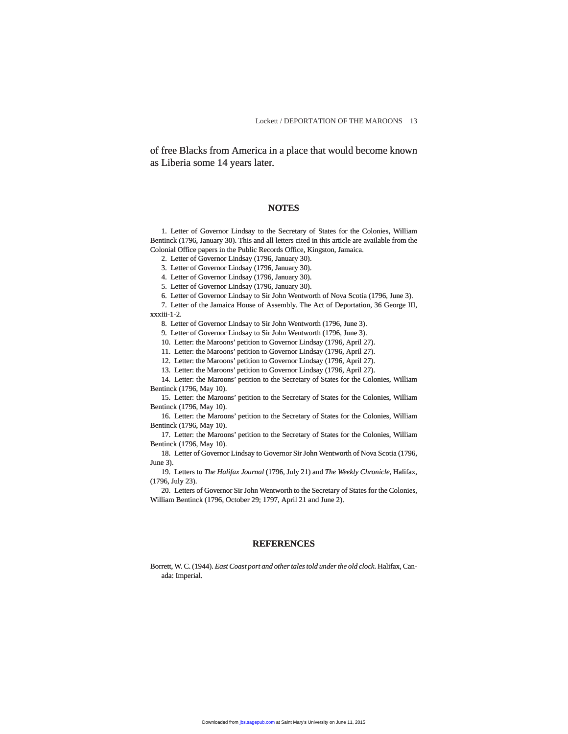of free Blacks from America in a place that would become known as Liberia some 14 years later.

## NOTES

1. Letter of Governor Lindsay to the Secretary of States for the Colonies, William Bentinck (1796, January 30). This and all letters cited in this article are available from the Colonial Office papers in the Public Records Office, Kingston, Jamaica.
2. Letter of Governor Lindsay (1796, January 30).
3. Letter of Governor Lindsay (1796, January 30).
4. Letter of Governor Lindsay (1796, January 30).
5. Letter of Governor Lindsay (1796, January 30).
6. Letter of Governor Lindsay to Sir John Wentworth of Nova Scotia (1796, June 3).
7. Letter of the Jamaica House of Assembly. The Act of Deportation, 36 George III, xxxiii-1-2.
8. Letter of Governor Lindsay to Sir John Wentworth (1796, June 3).
9. Letter of Governor Lindsay to Sir John Wentworth (1796, June 3).
10. Letter: the Maroons' petition to Governor Lindsay (1796, April 27).
11. Letter: the Maroons' petition to Governor Lindsay (1796, April 27).
12. Letter: the Maroons' petition to Governor Lindsay (1796, April 27).
13. Letter: the Maroons' petition to Governor Lindsay (1796, April 27).
14. Letter: the Maroons' petition to the Secretary of States for the Colonies, William Bentinck (1796, May 10).
15. Letter: the Maroons' petition to the Secretary of States for the Colonies, William Bentinck (1796, May 10).
16. Letter: the Maroons' petition to the Secretary of States for the Colonies, William Bentinck (1796, May 10).
17. Letter: the Maroons' petition to the Secretary of States for the Colonies, William Bentinck (1796, May 10).
18. Letter of Governor Lindsay to Governor Sir John Wentworth of Nova Scotia (1796, June 3).
19. Letters to *The Halifax Journal* (1796, July 21) and *The Weekly Chronicle*, Halifax, (1796, July 23).
20. Letters of Governor Sir John Wentworth to the Secretary of States for the Colonies, William Bentinck (1796, October 29; 1797, April 21 and June 2).

## REFERENCES

Borrett, W. C. (1944). *East Coast port and other tales told under the old clock*. Halifax, Canada: Imperial.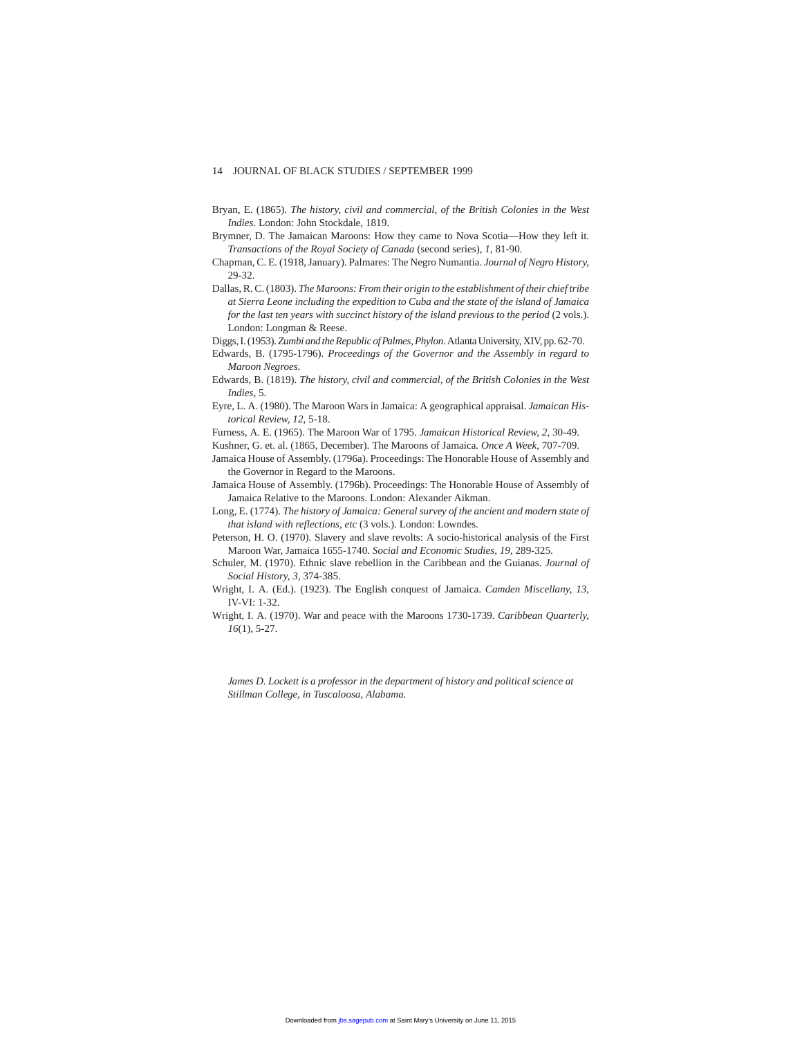Bryan, E. (1865). *The history, civil and commercial, of the British Colonies in the West Indies*. London: John Stockdale, 1819.

Brymner, D. The Jamaican Maroons: How they came to Nova Scotia—How they left it. *Transactions of the Royal Society of Canada* (second series), *1*, 81-90.

Chapman, C. E. (1918, January). Palmares: The Negro Numantia. *Journal of Negro History*, 29-32.

Dallas, R. C. (1803). *The Maroons: From their origin to the establishment of their chief tribe at Sierra Leone including the expedition to Cuba and the state of the island of Jamaica for the last ten years with succinct history of the island previous to the period* (2 vols.). London: Longman & Reese.

Diggs, I. (1953). *Zumbi and the Republic of Palmes, Phylon*. Atlanta University, XIV, pp. 62-70.

Edwards, B. (1795-1796). *Proceedings of the Governor and the Assembly in regard to Maroon Negroes*.

Edwards, B. (1819). *The history, civil and commercial, of the British Colonies in the West Indies*, 5.

Eyre, L. A. (1980). The Maroon Wars in Jamaica: A geographical appraisal. *Jamaican Historical Review, 12*, 5-18.

Furness, A. E. (1965). The Maroon War of 1795. *Jamaican Historical Review, 2*, 30-49.

Kushner, G. et. al. (1865, December). The Maroons of Jamaica. *Once A Week*, 707-709.

Jamaica House of Assembly. (1796a). Proceedings: The Honorable House of Assembly and the Governor in Regard to the Maroons.

Jamaica House of Assembly. (1796b). Proceedings: The Honorable House of Assembly of Jamaica Relative to the Maroons. London: Alexander Aikman.

Long, E. (1774). *The history of Jamaica: General survey of the ancient and modern state of that island with reflections, etc* (3 vols.). London: Lowndes.

Peterson, H. O. (1970). Slavery and slave revolts: A socio-historical analysis of the First Maroon War, Jamaica 1655-1740. *Social and Economic Studies, 19*, 289-325.

Schuler, M. (1970). Ethnic slave rebellion in the Caribbean and the Guianas. *Journal of Social History, 3*, 374-385.

Wright, I. A. (Ed.). (1923). The English conquest of Jamaica. *Camden Miscellany, 13*, IV-VI: 1-32.

Wright, I. A. (1970). War and peace with the Maroons 1730-1739. *Caribbean Quarterly, 16*(1), 5-27.

*James D. Lockett is a professor in the department of history and political science at Stillman College, in Tuscaloosa, Alabama.*